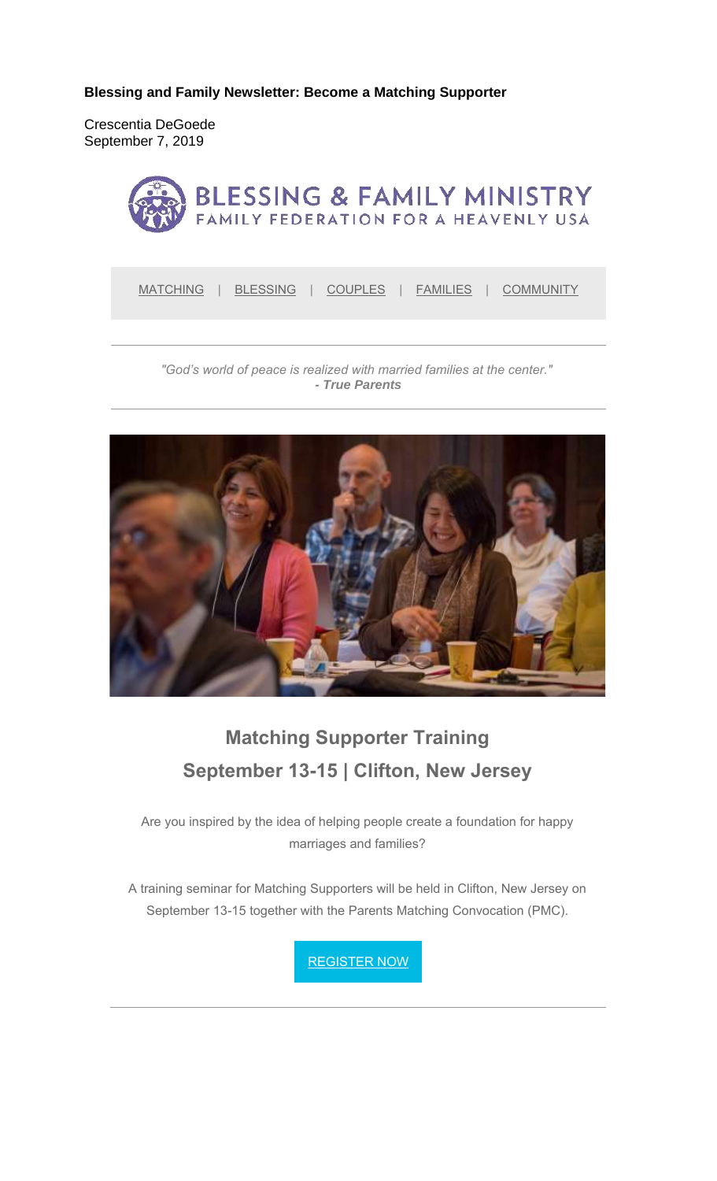**Blessing and Family Newsletter: Become a Matching Supporter**

Crescentia DeGoede
September 7, 2019

BLESSING & FAMILY MINISTRY
FAMILY FEDERATION FOR A HEAVENLY USA

MATCHING | BLESSING | COUPLES | FAMILIES | COMMUNITY

---

*"God's world of peace is realized with married families at the center."*
***- True Parents***

---

## Matching Supporter Training
## September 13-15 | Clifton, New Jersey

Are you inspired by the idea of helping people create a foundation for happy marriages and families?

A training seminar for Matching Supporters will be held in Clifton, New Jersey on September 13-15 together with the Parents Matching Convocation (PMC).

REGISTER NOW

---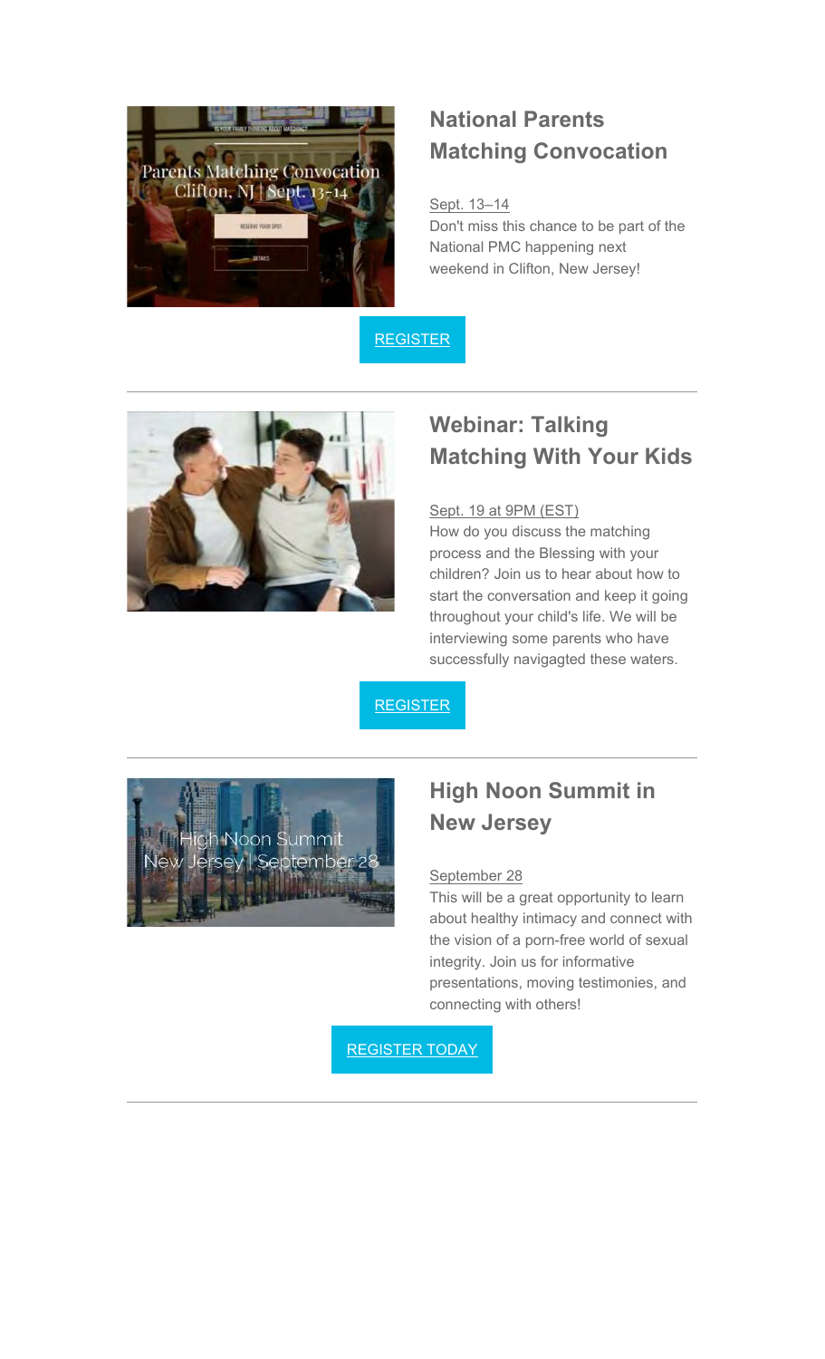## National Parents Matching Convocation

Sept. 13–14

Don't miss this chance to be part of the National PMC happening next weekend in Clifton, New Jersey!

REGISTER

---

## Webinar: Talking Matching With Your Kids

Sept. 19 at 9PM (EST)

How do you discuss the matching process and the Blessing with your children? Join us to hear about how to start the conversation and keep it going throughout your child's life. We will be interviewing some parents who have successfully navigagted these waters.

REGISTER

---

## High Noon Summit in New Jersey

September 28

This will be a great opportunity to learn about healthy intimacy and connect with the vision of a porn-free world of sexual integrity. Join us for informative presentations, moving testimonies, and connecting with others!

REGISTER TODAY

---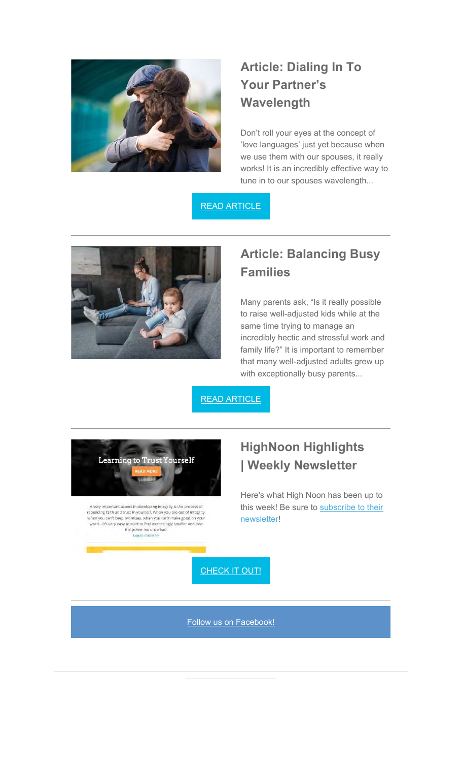## Article: Dialing In To Your Partner's Wavelength

Don't roll your eyes at the concept of 'love languages' just yet because when we use them with our spouses, it really works! It is an incredibly effective way to tune in to our spouses wavelength...

READ ARTICLE

---

## Article: Balancing Busy Families

Many parents ask, "Is it really possible to raise well-adjusted kids while at the same time trying to manage an incredibly hectic and stressful work and family life?" It is important to remember that many well-adjusted adults grew up with exceptionally busy parents...

READ ARTICLE

---

Learning to Trust Yourself

READ MORE

A very important aspect in developing integrity is the process of rebuilding faith and trust in yourself. When you are out of integrity, when you can't keep promises, when you can't make good on your word—it's very easy to start to feel increasingly smaller and lose the power we once had.

Learn more >>

## HighNoon Highlights | Weekly Newsletter

Here's what High Noon has been up to this week! Be sure to subscribe to their newsletter!

CHECK IT OUT!

---

Follow us on Facebook!